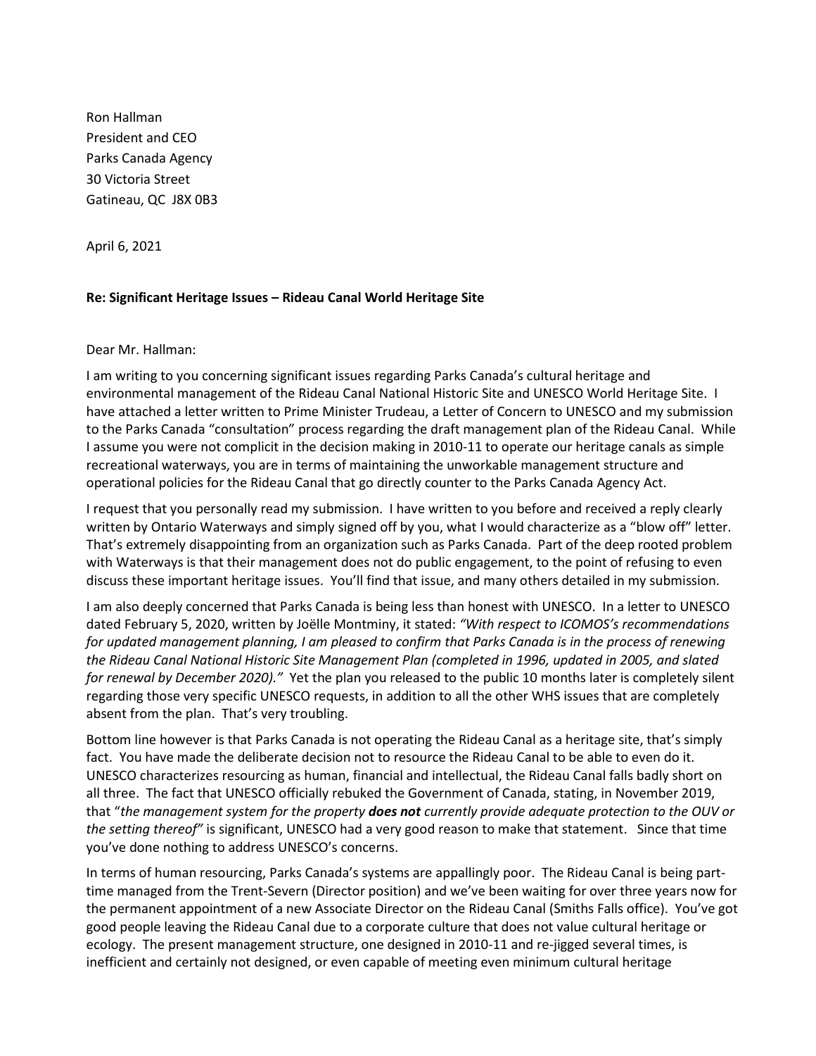Ron Hallman
President and CEO
Parks Canada Agency
30 Victoria Street
Gatineau, QC  J8X 0B3

April 6, 2021

**Re: Significant Heritage Issues – Rideau Canal World Heritage Site**

Dear Mr. Hallman:

I am writing to you concerning significant issues regarding Parks Canada's cultural heritage and environmental management of the Rideau Canal National Historic Site and UNESCO World Heritage Site. I have attached a letter written to Prime Minister Trudeau, a Letter of Concern to UNESCO and my submission to the Parks Canada "consultation" process regarding the draft management plan of the Rideau Canal. While I assume you were not complicit in the decision making in 2010-11 to operate our heritage canals as simple recreational waterways, you are in terms of maintaining the unworkable management structure and operational policies for the Rideau Canal that go directly counter to the Parks Canada Agency Act.

I request that you personally read my submission. I have written to you before and received a reply clearly written by Ontario Waterways and simply signed off by you, what I would characterize as a "blow off" letter. That's extremely disappointing from an organization such as Parks Canada. Part of the deep rooted problem with Waterways is that their management does not do public engagement, to the point of refusing to even discuss these important heritage issues. You'll find that issue, and many others detailed in my submission.

I am also deeply concerned that Parks Canada is being less than honest with UNESCO. In a letter to UNESCO dated February 5, 2020, written by Joëlle Montminy, it stated: *"With respect to ICOMOS's recommendations for updated management planning, I am pleased to confirm that Parks Canada is in the process of renewing the Rideau Canal National Historic Site Management Plan (completed in 1996, updated in 2005, and slated for renewal by December 2020)."* Yet the plan you released to the public 10 months later is completely silent regarding those very specific UNESCO requests, in addition to all the other WHS issues that are completely absent from the plan. That's very troubling.

Bottom line however is that Parks Canada is not operating the Rideau Canal as a heritage site, that's simply fact. You have made the deliberate decision not to resource the Rideau Canal to be able to even do it. UNESCO characterizes resourcing as human, financial and intellectual, the Rideau Canal falls badly short on all three. The fact that UNESCO officially rebuked the Government of Canada, stating, in November 2019, that "*the management system for the property **does not** currently provide adequate protection to the OUV or the setting thereof*" is significant, UNESCO had a very good reason to make that statement. Since that time you've done nothing to address UNESCO's concerns.

In terms of human resourcing, Parks Canada's systems are appallingly poor. The Rideau Canal is being part-time managed from the Trent-Severn (Director position) and we've been waiting for over three years now for the permanent appointment of a new Associate Director on the Rideau Canal (Smiths Falls office). You've got good people leaving the Rideau Canal due to a corporate culture that does not value cultural heritage or ecology. The present management structure, one designed in 2010-11 and re-jigged several times, is inefficient and certainly not designed, or even capable of meeting even minimum cultural heritage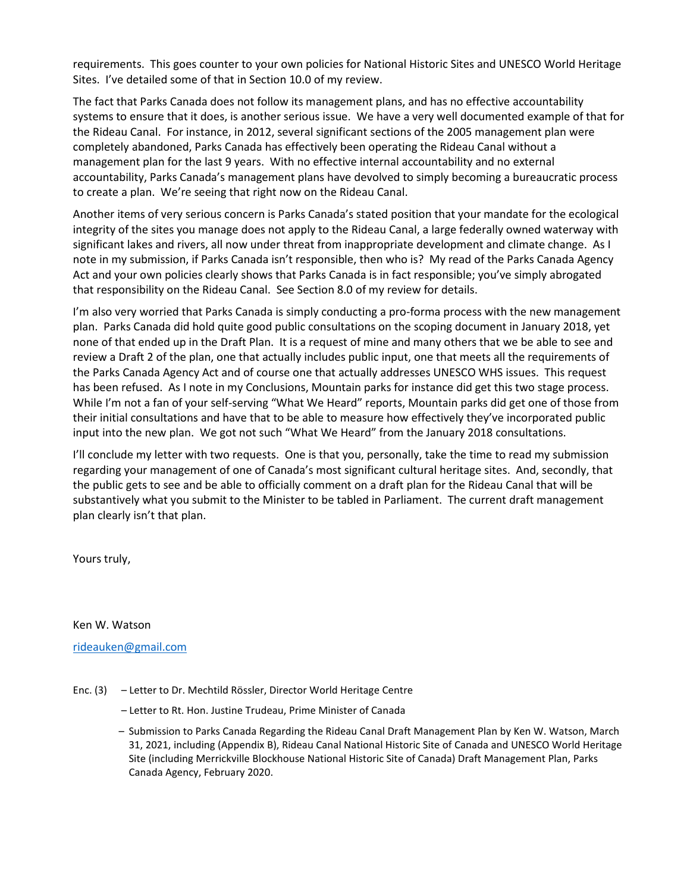requirements. This goes counter to your own policies for National Historic Sites and UNESCO World Heritage Sites. I've detailed some of that in Section 10.0 of my review.

The fact that Parks Canada does not follow its management plans, and has no effective accountability systems to ensure that it does, is another serious issue. We have a very well documented example of that for the Rideau Canal. For instance, in 2012, several significant sections of the 2005 management plan were completely abandoned, Parks Canada has effectively been operating the Rideau Canal without a management plan for the last 9 years. With no effective internal accountability and no external accountability, Parks Canada's management plans have devolved to simply becoming a bureaucratic process to create a plan. We're seeing that right now on the Rideau Canal.

Another items of very serious concern is Parks Canada's stated position that your mandate for the ecological integrity of the sites you manage does not apply to the Rideau Canal, a large federally owned waterway with significant lakes and rivers, all now under threat from inappropriate development and climate change. As I note in my submission, if Parks Canada isn't responsible, then who is? My read of the Parks Canada Agency Act and your own policies clearly shows that Parks Canada is in fact responsible; you've simply abrogated that responsibility on the Rideau Canal. See Section 8.0 of my review for details.

I'm also very worried that Parks Canada is simply conducting a pro-forma process with the new management plan. Parks Canada did hold quite good public consultations on the scoping document in January 2018, yet none of that ended up in the Draft Plan. It is a request of mine and many others that we be able to see and review a Draft 2 of the plan, one that actually includes public input, one that meets all the requirements of the Parks Canada Agency Act and of course one that actually addresses UNESCO WHS issues. This request has been refused. As I note in my Conclusions, Mountain parks for instance did get this two stage process. While I'm not a fan of your self-serving "What We Heard" reports, Mountain parks did get one of those from their initial consultations and have that to be able to measure how effectively they've incorporated public input into the new plan. We got not such "What We Heard" from the January 2018 consultations.

I'll conclude my letter with two requests. One is that you, personally, take the time to read my submission regarding your management of one of Canada's most significant cultural heritage sites. And, secondly, that the public gets to see and be able to officially comment on a draft plan for the Rideau Canal that will be substantively what you submit to the Minister to be tabled in Parliament. The current draft management plan clearly isn't that plan.

Yours truly,

Ken W. Watson

rideauken@gmail.com

Enc. (3)
- Letter to Dr. Mechtild Rössler, Director World Heritage Centre
- Letter to Rt. Hon. Justine Trudeau, Prime Minister of Canada
- Submission to Parks Canada Regarding the Rideau Canal Draft Management Plan by Ken W. Watson, March 31, 2021, including (Appendix B), Rideau Canal National Historic Site of Canada and UNESCO World Heritage Site (including Merrickville Blockhouse National Historic Site of Canada) Draft Management Plan, Parks Canada Agency, February 2020.